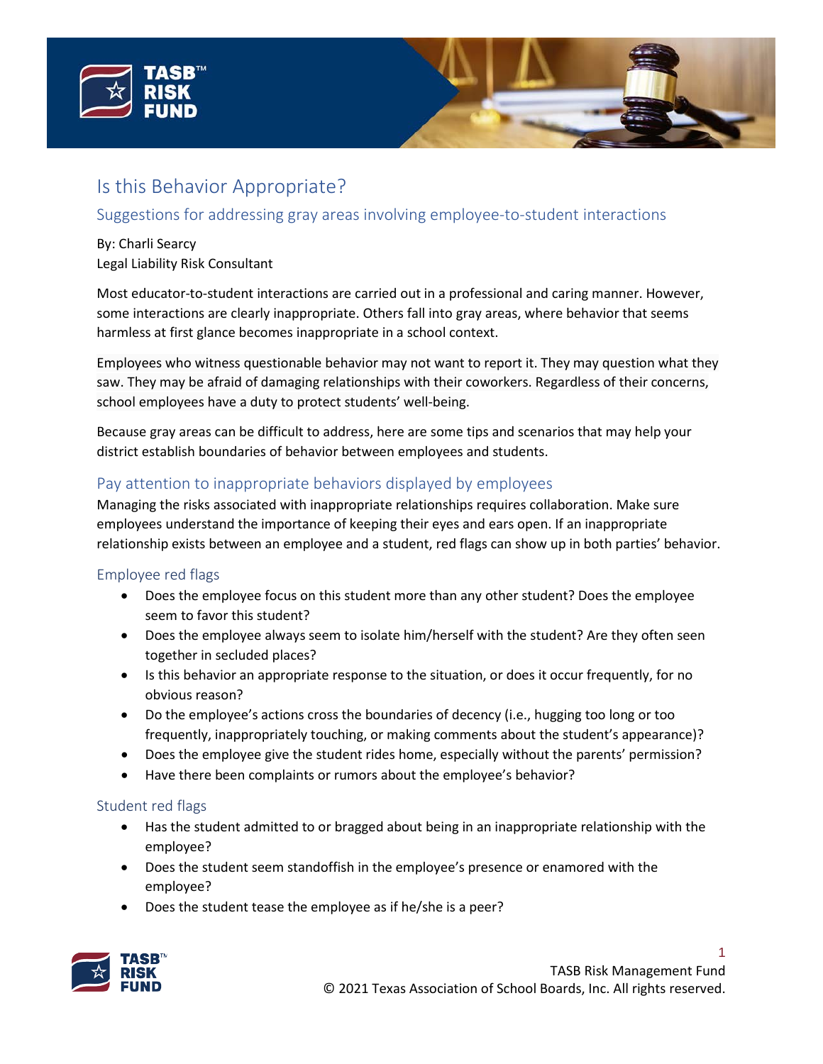# Is this Behavior Appropriate?

## Suggestions for addressing gray areas involving employee-to-student interactions

By: Charli Searcy
Legal Liability Risk Consultant

Most educator-to-student interactions are carried out in a professional and caring manner. However, some interactions are clearly inappropriate. Others fall into gray areas, where behavior that seems harmless at first glance becomes inappropriate in a school context.

Employees who witness questionable behavior may not want to report it. They may question what they saw. They may be afraid of damaging relationships with their coworkers. Regardless of their concerns, school employees have a duty to protect students' well-being.

Because gray areas can be difficult to address, here are some tips and scenarios that may help your district establish boundaries of behavior between employees and students.

## Pay attention to inappropriate behaviors displayed by employees

Managing the risks associated with inappropriate relationships requires collaboration. Make sure employees understand the importance of keeping their eyes and ears open. If an inappropriate relationship exists between an employee and a student, red flags can show up in both parties' behavior.

### Employee red flags

- Does the employee focus on this student more than any other student? Does the employee seem to favor this student?
- Does the employee always seem to isolate him/herself with the student? Are they often seen together in secluded places?
- Is this behavior an appropriate response to the situation, or does it occur frequently, for no obvious reason?
- Do the employee's actions cross the boundaries of decency (i.e., hugging too long or too frequently, inappropriately touching, or making comments about the student's appearance)?
- Does the employee give the student rides home, especially without the parents' permission?
- Have there been complaints or rumors about the employee's behavior?

### Student red flags

- Has the student admitted to or bragged about being in an inappropriate relationship with the employee?
- Does the student seem standoffish in the employee's presence or enamored with the employee?
- Does the student tease the employee as if he/she is a peer?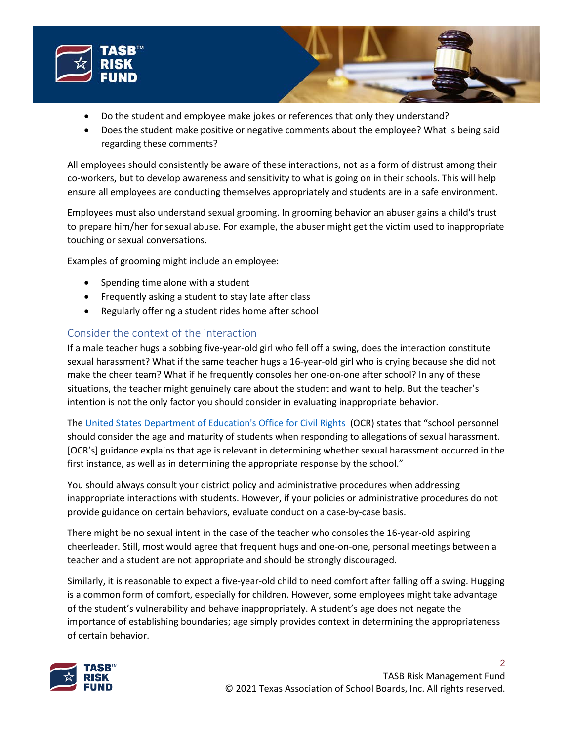- Do the student and employee make jokes or references that only they understand?
- Does the student make positive or negative comments about the employee? What is being said regarding these comments?

All employees should consistently be aware of these interactions, not as a form of distrust among their co-workers, but to develop awareness and sensitivity to what is going on in their schools. This will help ensure all employees are conducting themselves appropriately and students are in a safe environment.

Employees must also understand sexual grooming. In grooming behavior an abuser gains a child's trust to prepare him/her for sexual abuse. For example, the abuser might get the victim used to inappropriate touching or sexual conversations.

Examples of grooming might include an employee:

- Spending time alone with a student
- Frequently asking a student to stay late after class
- Regularly offering a student rides home after school

## Consider the context of the interaction

If a male teacher hugs a sobbing five-year-old girl who fell off a swing, does the interaction constitute sexual harassment? What if the same teacher hugs a 16-year-old girl who is crying because she did not make the cheer team? What if he frequently consoles her one-on-one after school? In any of these situations, the teacher might genuinely care about the student and want to help. But the teacher's intention is not the only factor you should consider in evaluating inappropriate behavior.

The [United States Department of Education's Office for Civil Rights](#) (OCR) states that "school personnel should consider the age and maturity of students when responding to allegations of sexual harassment. [OCR's] guidance explains that age is relevant in determining whether sexual harassment occurred in the first instance, as well as in determining the appropriate response by the school."

You should always consult your district policy and administrative procedures when addressing inappropriate interactions with students. However, if your policies or administrative procedures do not provide guidance on certain behaviors, evaluate conduct on a case-by-case basis.

There might be no sexual intent in the case of the teacher who consoles the 16-year-old aspiring cheerleader. Still, most would agree that frequent hugs and one-on-one, personal meetings between a teacher and a student are not appropriate and should be strongly discouraged.

Similarly, it is reasonable to expect a five-year-old child to need comfort after falling off a swing. Hugging is a common form of comfort, especially for children. However, some employees might take advantage of the student's vulnerability and behave inappropriately. A student's age does not negate the importance of establishing boundaries; age simply provides context in determining the appropriateness of certain behavior.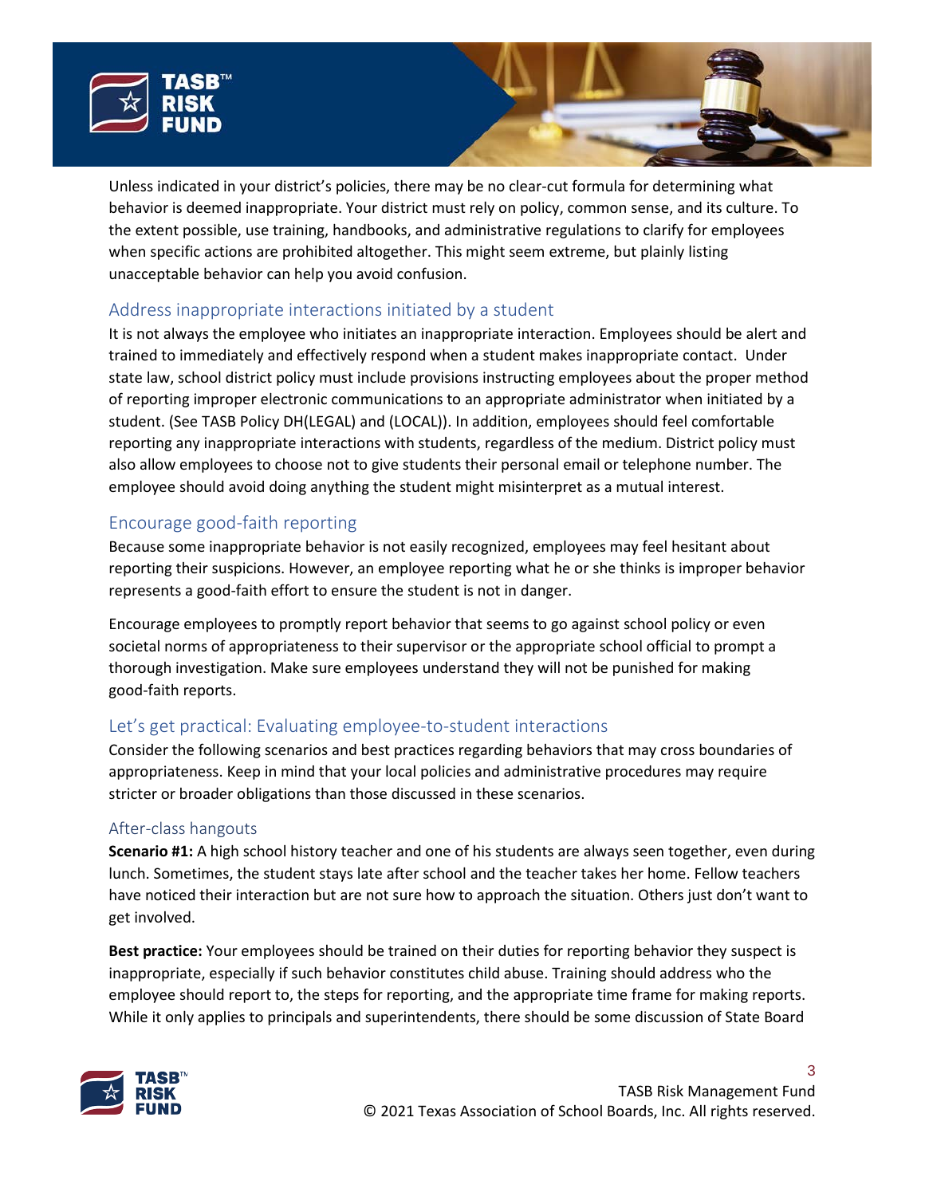Unless indicated in your district's policies, there may be no clear-cut formula for determining what behavior is deemed inappropriate. Your district must rely on policy, common sense, and its culture. To the extent possible, use training, handbooks, and administrative regulations to clarify for employees when specific actions are prohibited altogether. This might seem extreme, but plainly listing unacceptable behavior can help you avoid confusion.

## Address inappropriate interactions initiated by a student

It is not always the employee who initiates an inappropriate interaction. Employees should be alert and trained to immediately and effectively respond when a student makes inappropriate contact. Under state law, school district policy must include provisions instructing employees about the proper method of reporting improper electronic communications to an appropriate administrator when initiated by a student. (See TASB Policy DH(LEGAL) and (LOCAL)). In addition, employees should feel comfortable reporting any inappropriate interactions with students, regardless of the medium. District policy must also allow employees to choose not to give students their personal email or telephone number. The employee should avoid doing anything the student might misinterpret as a mutual interest.

## Encourage good-faith reporting

Because some inappropriate behavior is not easily recognized, employees may feel hesitant about reporting their suspicions. However, an employee reporting what he or she thinks is improper behavior represents a good-faith effort to ensure the student is not in danger.

Encourage employees to promptly report behavior that seems to go against school policy or even societal norms of appropriateness to their supervisor or the appropriate school official to prompt a thorough investigation. Make sure employees understand they will not be punished for making good-faith reports.

## Let's get practical: Evaluating employee-to-student interactions

Consider the following scenarios and best practices regarding behaviors that may cross boundaries of appropriateness. Keep in mind that your local policies and administrative procedures may require stricter or broader obligations than those discussed in these scenarios.

### After-class hangouts

**Scenario #1:** A high school history teacher and one of his students are always seen together, even during lunch. Sometimes, the student stays late after school and the teacher takes her home. Fellow teachers have noticed their interaction but are not sure how to approach the situation. Others just don't want to get involved.

**Best practice:** Your employees should be trained on their duties for reporting behavior they suspect is inappropriate, especially if such behavior constitutes child abuse. Training should address who the employee should report to, the steps for reporting, and the appropriate time frame for making reports. While it only applies to principals and superintendents, there should be some discussion of State Board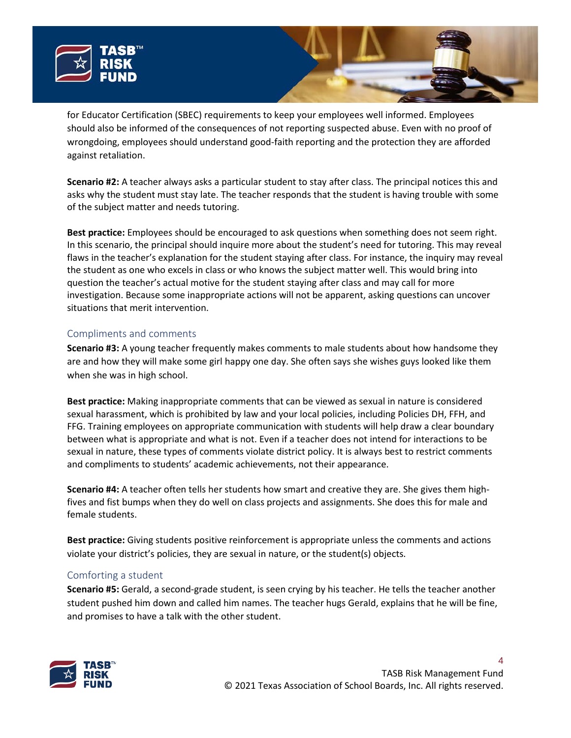for Educator Certification (SBEC) requirements to keep your employees well informed. Employees should also be informed of the consequences of not reporting suspected abuse. Even with no proof of wrongdoing, employees should understand good-faith reporting and the protection they are afforded against retaliation.

**Scenario #2:** A teacher always asks a particular student to stay after class. The principal notices this and asks why the student must stay late. The teacher responds that the student is having trouble with some of the subject matter and needs tutoring.

**Best practice:** Employees should be encouraged to ask questions when something does not seem right. In this scenario, the principal should inquire more about the student's need for tutoring. This may reveal flaws in the teacher's explanation for the student staying after class. For instance, the inquiry may reveal the student as one who excels in class or who knows the subject matter well. This would bring into question the teacher's actual motive for the student staying after class and may call for more investigation. Because some inappropriate actions will not be apparent, asking questions can uncover situations that merit intervention.

## Compliments and comments

**Scenario #3:** A young teacher frequently makes comments to male students about how handsome they are and how they will make some girl happy one day. She often says she wishes guys looked like them when she was in high school.

**Best practice:** Making inappropriate comments that can be viewed as sexual in nature is considered sexual harassment, which is prohibited by law and your local policies, including Policies DH, FFH, and FFG. Training employees on appropriate communication with students will help draw a clear boundary between what is appropriate and what is not. Even if a teacher does not intend for interactions to be sexual in nature, these types of comments violate district policy. It is always best to restrict comments and compliments to students' academic achievements, not their appearance.

**Scenario #4:** A teacher often tells her students how smart and creative they are. She gives them high-fives and fist bumps when they do well on class projects and assignments. She does this for male and female students.

**Best practice:** Giving students positive reinforcement is appropriate unless the comments and actions violate your district's policies, they are sexual in nature, or the student(s) objects.

## Comforting a student

**Scenario #5:** Gerald, a second-grade student, is seen crying by his teacher. He tells the teacher another student pushed him down and called him names. The teacher hugs Gerald, explains that he will be fine, and promises to have a talk with the other student.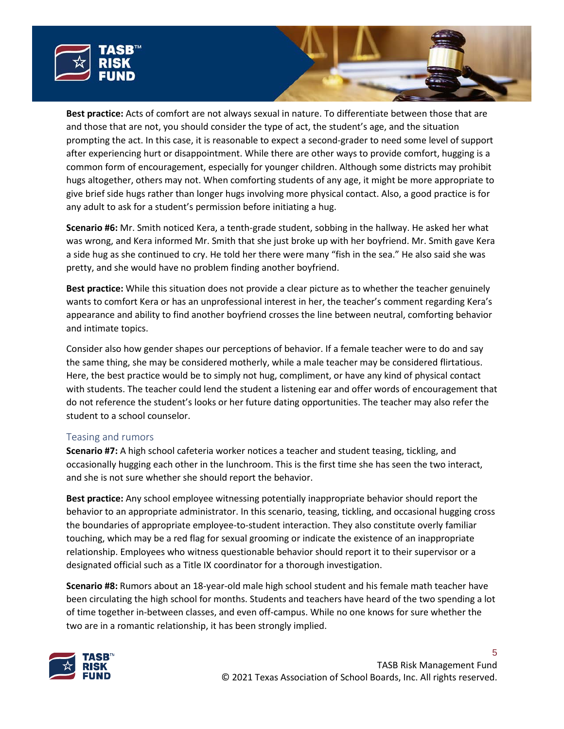**Best practice:** Acts of comfort are not always sexual in nature. To differentiate between those that are and those that are not, you should consider the type of act, the student's age, and the situation prompting the act. In this case, it is reasonable to expect a second-grader to need some level of support after experiencing hurt or disappointment. While there are other ways to provide comfort, hugging is a common form of encouragement, especially for younger children. Although some districts may prohibit hugs altogether, others may not. When comforting students of any age, it might be more appropriate to give brief side hugs rather than longer hugs involving more physical contact. Also, a good practice is for any adult to ask for a student's permission before initiating a hug.

**Scenario #6:** Mr. Smith noticed Kera, a tenth-grade student, sobbing in the hallway. He asked her what was wrong, and Kera informed Mr. Smith that she just broke up with her boyfriend. Mr. Smith gave Kera a side hug as she continued to cry. He told her there were many "fish in the sea." He also said she was pretty, and she would have no problem finding another boyfriend.

**Best practice:** While this situation does not provide a clear picture as to whether the teacher genuinely wants to comfort Kera or has an unprofessional interest in her, the teacher's comment regarding Kera's appearance and ability to find another boyfriend crosses the line between neutral, comforting behavior and intimate topics.

Consider also how gender shapes our perceptions of behavior. If a female teacher were to do and say the same thing, she may be considered motherly, while a male teacher may be considered flirtatious. Here, the best practice would be to simply not hug, compliment, or have any kind of physical contact with students. The teacher could lend the student a listening ear and offer words of encouragement that do not reference the student's looks or her future dating opportunities. The teacher may also refer the student to a school counselor.

### Teasing and rumors

**Scenario #7:** A high school cafeteria worker notices a teacher and student teasing, tickling, and occasionally hugging each other in the lunchroom. This is the first time she has seen the two interact, and she is not sure whether she should report the behavior.

**Best practice:** Any school employee witnessing potentially inappropriate behavior should report the behavior to an appropriate administrator. In this scenario, teasing, tickling, and occasional hugging cross the boundaries of appropriate employee-to-student interaction. They also constitute overly familiar touching, which may be a red flag for sexual grooming or indicate the existence of an inappropriate relationship. Employees who witness questionable behavior should report it to their supervisor or a designated official such as a Title IX coordinator for a thorough investigation.

**Scenario #8:** Rumors about an 18-year-old male high school student and his female math teacher have been circulating the high school for months. Students and teachers have heard of the two spending a lot of time together in-between classes, and even off-campus. While no one knows for sure whether the two are in a romantic relationship, it has been strongly implied.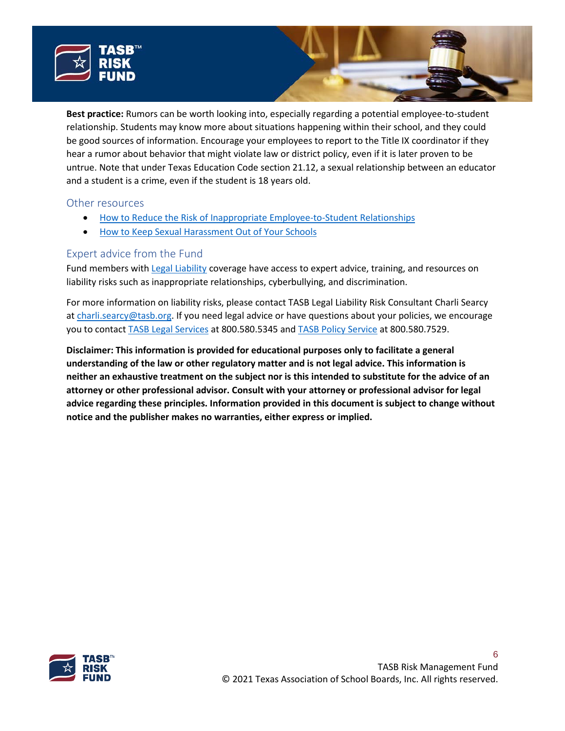**Best practice:** Rumors can be worth looking into, especially regarding a potential employee-to-student relationship. Students may know more about situations happening within their school, and they could be good sources of information. Encourage your employees to report to the Title IX coordinator if they hear a rumor about behavior that might violate law or district policy, even if it is later proven to be untrue. Note that under Texas Education Code section 21.12, a sexual relationship between an educator and a student is a crime, even if the student is 18 years old.

## Other resources

- How to Reduce the Risk of Inappropriate Employee-to-Student Relationships
- How to Keep Sexual Harassment Out of Your Schools

## Expert advice from the Fund

Fund members with Legal Liability coverage have access to expert advice, training, and resources on liability risks such as inappropriate relationships, cyberbullying, and discrimination.

For more information on liability risks, please contact TASB Legal Liability Risk Consultant Charli Searcy at charli.searcy@tasb.org. If you need legal advice or have questions about your policies, we encourage you to contact TASB Legal Services at 800.580.5345 and TASB Policy Service at 800.580.7529.

**Disclaimer: This information is provided for educational purposes only to facilitate a general understanding of the law or other regulatory matter and is not legal advice. This information is neither an exhaustive treatment on the subject nor is this intended to substitute for the advice of an attorney or other professional advisor. Consult with your attorney or professional advisor for legal advice regarding these principles. Information provided in this document is subject to change without notice and the publisher makes no warranties, either express or implied.**